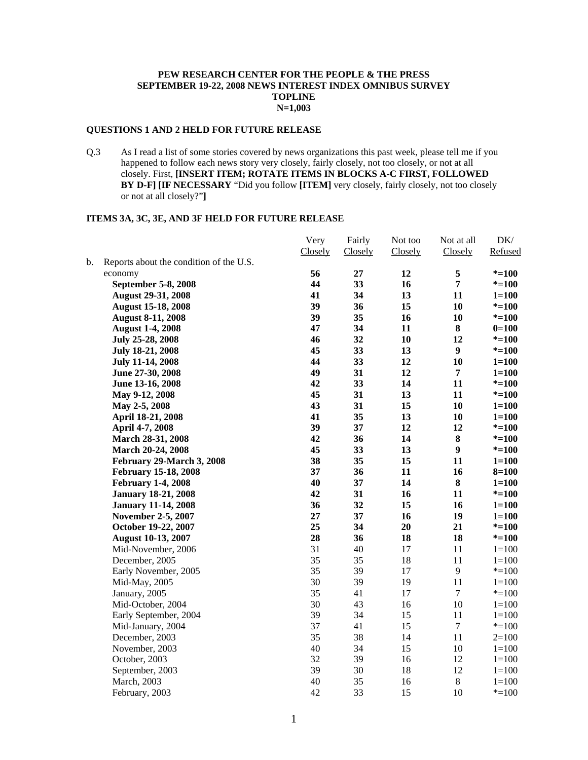**PEW RESEARCH CENTER FOR THE PEOPLE & THE PRESS**
**SEPTEMBER 19-22, 2008 NEWS INTEREST INDEX OMNIBUS SURVEY**
**TOPLINE**
**N=1,003**

**QUESTIONS 1 AND 2 HELD FOR FUTURE RELEASE**

Q.3 As I read a list of some stories covered by news organizations this past week, please tell me if you happened to follow each news story very closely, fairly closely, not too closely, or not at all closely. First, **[INSERT ITEM; ROTATE ITEMS IN BLOCKS A-C FIRST, FOLLOWED BY D-F] [IF NECESSARY** "Did you follow **[ITEM]** very closely, fairly closely, not too closely or not at all closely?"**]**

**ITEMS 3A, 3C, 3E, AND 3F HELD FOR FUTURE RELEASE**

| | Very Closely | Fairly Closely | Not too Closely | Not at all Closely | DK/ Refused |
|---|---|---|---|---|---|
| b. Reports about the condition of the U.S. economy | **56** | **27** | **12** | **5** | ***=100** |
| **September 5-8, 2008** | **44** | **33** | **16** | **7** | ***=100** |
| **August 29-31, 2008** | **41** | **34** | **13** | **11** | **1=100** |
| **August 15-18, 2008** | **39** | **36** | **15** | **10** | ***=100** |
| **August 8-11, 2008** | **39** | **35** | **16** | **10** | ***=100** |
| **August 1-4, 2008** | **47** | **34** | **11** | **8** | **0=100** |
| **July 25-28, 2008** | **46** | **32** | **10** | **12** | ***=100** |
| **July 18-21, 2008** | **45** | **33** | **13** | **9** | ***=100** |
| **July 11-14, 2008** | **44** | **33** | **12** | **10** | **1=100** |
| **June 27-30, 2008** | **49** | **31** | **12** | **7** | **1=100** |
| **June 13-16, 2008** | **42** | **33** | **14** | **11** | ***=100** |
| **May 9-12, 2008** | **45** | **31** | **13** | **11** | ***=100** |
| **May 2-5, 2008** | **43** | **31** | **15** | **10** | **1=100** |
| **April 18-21, 2008** | **41** | **35** | **13** | **10** | **1=100** |
| **April 4-7, 2008** | **39** | **37** | **12** | **12** | ***=100** |
| **March 28-31, 2008** | **42** | **36** | **14** | **8** | ***=100** |
| **March 20-24, 2008** | **45** | **33** | **13** | **9** | ***=100** |
| **February 29-March 3, 2008** | **38** | **35** | **15** | **11** | **1=100** |
| **February 15-18, 2008** | **37** | **36** | **11** | **16** | **8=100** |
| **February 1-4, 2008** | **40** | **37** | **14** | **8** | **1=100** |
| **January 18-21, 2008** | **42** | **31** | **16** | **11** | ***=100** |
| **January 11-14, 2008** | **36** | **32** | **15** | **16** | **1=100** |
| **November 2-5, 2007** | **27** | **37** | **16** | **19** | **1=100** |
| **October 19-22, 2007** | **25** | **34** | **20** | **21** | ***=100** |
| **August 10-13, 2007** | **28** | **36** | **18** | **18** | ***=100** |
| Mid-November, 2006 | 31 | 40 | 17 | 11 | 1=100 |
| December, 2005 | 35 | 35 | 18 | 11 | 1=100 |
| Early November, 2005 | 35 | 39 | 17 | 9 | *=100 |
| Mid-May, 2005 | 30 | 39 | 19 | 11 | 1=100 |
| January, 2005 | 35 | 41 | 17 | 7 | *=100 |
| Mid-October, 2004 | 30 | 43 | 16 | 10 | 1=100 |
| Early September, 2004 | 39 | 34 | 15 | 11 | 1=100 |
| Mid-January, 2004 | 37 | 41 | 15 | 7 | *=100 |
| December, 2003 | 35 | 38 | 14 | 11 | 2=100 |
| November, 2003 | 40 | 34 | 15 | 10 | 1=100 |
| October, 2003 | 32 | 39 | 16 | 12 | 1=100 |
| September, 2003 | 39 | 30 | 18 | 12 | 1=100 |
| March, 2003 | 40 | 35 | 16 | 8 | 1=100 |
| February, 2003 | 42 | 33 | 15 | 10 | *=100 |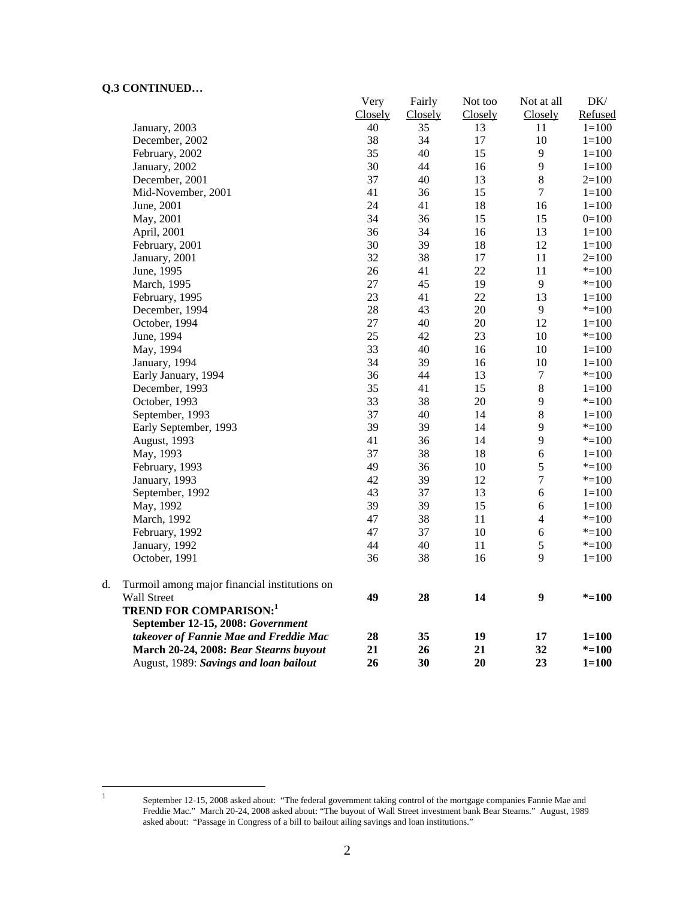**Q.3 CONTINUED…**

| | Very Closely | Fairly Closely | Not too Closely | Not at all Closely | DK/ Refused |
|---|---|---|---|---|---|
| January, 2003 | 40 | 35 | 13 | 11 | 1=100 |
| December, 2002 | 38 | 34 | 17 | 10 | 1=100 |
| February, 2002 | 35 | 40 | 15 | 9 | 1=100 |
| January, 2002 | 30 | 44 | 16 | 9 | 1=100 |
| December, 2001 | 37 | 40 | 13 | 8 | 2=100 |
| Mid-November, 2001 | 41 | 36 | 15 | 7 | 1=100 |
| June, 2001 | 24 | 41 | 18 | 16 | 1=100 |
| May, 2001 | 34 | 36 | 15 | 15 | 0=100 |
| April, 2001 | 36 | 34 | 16 | 13 | 1=100 |
| February, 2001 | 30 | 39 | 18 | 12 | 1=100 |
| January, 2001 | 32 | 38 | 17 | 11 | 2=100 |
| June, 1995 | 26 | 41 | 22 | 11 | *=100 |
| March, 1995 | 27 | 45 | 19 | 9 | *=100 |
| February, 1995 | 23 | 41 | 22 | 13 | 1=100 |
| December, 1994 | 28 | 43 | 20 | 9 | *=100 |
| October, 1994 | 27 | 40 | 20 | 12 | 1=100 |
| June, 1994 | 25 | 42 | 23 | 10 | *=100 |
| May, 1994 | 33 | 40 | 16 | 10 | 1=100 |
| January, 1994 | 34 | 39 | 16 | 10 | 1=100 |
| Early January, 1994 | 36 | 44 | 13 | 7 | *=100 |
| December, 1993 | 35 | 41 | 15 | 8 | 1=100 |
| October, 1993 | 33 | 38 | 20 | 9 | *=100 |
| September, 1993 | 37 | 40 | 14 | 8 | 1=100 |
| Early September, 1993 | 39 | 39 | 14 | 9 | *=100 |
| August, 1993 | 41 | 36 | 14 | 9 | *=100 |
| May, 1993 | 37 | 38 | 18 | 6 | 1=100 |
| February, 1993 | 49 | 36 | 10 | 5 | *=100 |
| January, 1993 | 42 | 39 | 12 | 7 | *=100 |
| September, 1992 | 43 | 37 | 13 | 6 | 1=100 |
| May, 1992 | 39 | 39 | 15 | 6 | 1=100 |
| March, 1992 | 47 | 38 | 11 | 4 | *=100 |
| February, 1992 | 47 | 37 | 10 | 6 | *=100 |
| January, 1992 | 44 | 40 | 11 | 5 | *=100 |
| October, 1991 | 36 | 38 | 16 | 9 | 1=100 |
| d. Turmoil among major financial institutions on Wall Street | **49** | **28** | **14** | **9** | ***=100** |
| **TREND FOR COMPARISON:**[1] | | | | | |
| **September 12-15, 2008: *Government takeover of Fannie Mae and Freddie Mac*** | **28** | **35** | **19** | **17** | **1=100** |
| **March 20-24, 2008: *Bear Stearns buyout*** | **21** | **26** | **21** | **32** | ***=100** |
| August, 1989: ***Savings and loan bailout*** | **26** | **30** | **20** | **23** | **1=100** |

[1] September 12-15, 2008 asked about: "The federal government taking control of the mortgage companies Fannie Mae and Freddie Mac." March 20-24, 2008 asked about: "The buyout of Wall Street investment bank Bear Stearns." August, 1989 asked about: "Passage in Congress of a bill to bailout ailing savings and loan institutions."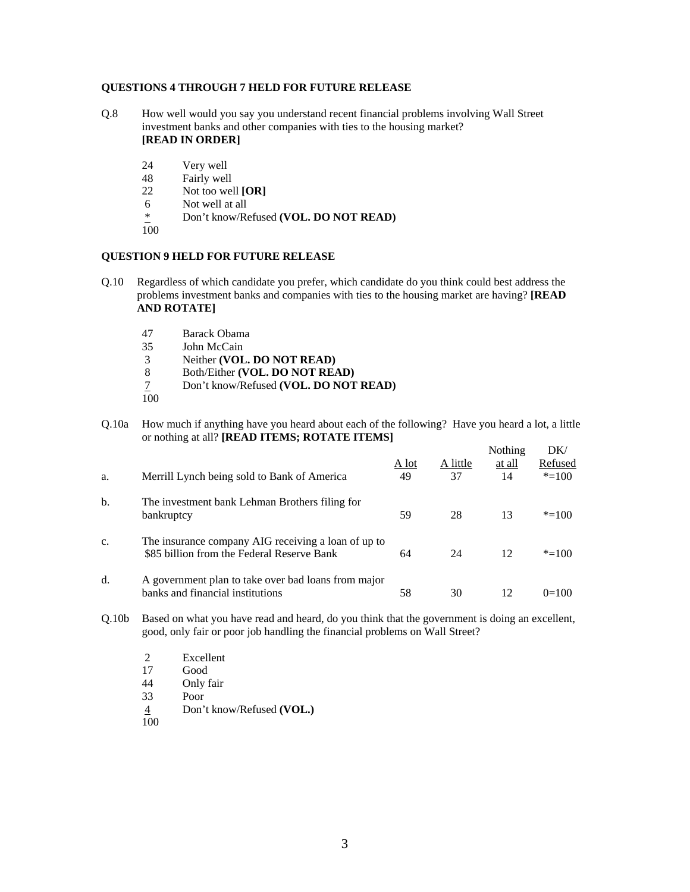**QUESTIONS 4 THROUGH 7 HELD FOR FUTURE RELEASE**

Q.8 How well would you say you understand recent financial problems involving Wall Street investment banks and other companies with ties to the housing market? **[READ IN ORDER]**

| | |
|---|---|
| 24 | Very well |
| 48 | Fairly well |
| 22 | Not too well **[OR]** |
| 6 | Not well at all |
| * | Don't know/Refused **(VOL. DO NOT READ)** |
| 100 | |

**QUESTION 9 HELD FOR FUTURE RELEASE**

Q.10 Regardless of which candidate you prefer, which candidate do you think could best address the problems investment banks and companies with ties to the housing market are having? **[READ AND ROTATE]**

| | |
|---|---|
| 47 | Barack Obama |
| 35 | John McCain |
| 3 | Neither **(VOL. DO NOT READ)** |
| 8 | Both/Either **(VOL. DO NOT READ)** |
| 7 | Don't know/Refused **(VOL. DO NOT READ)** |
| 100 | |

Q.10a How much if anything have you heard about each of the following? Have you heard a lot, a little or nothing at all? **[READ ITEMS; ROTATE ITEMS]**

| | | A lot | A little | Nothing at all | DK/ Refused |
|---|---|---|---|---|---|
| a. | Merrill Lynch being sold to Bank of America | 49 | 37 | 14 | *=100 |
| b. | The investment bank Lehman Brothers filing for bankruptcy | 59 | 28 | 13 | *=100 |
| c. | The insurance company AIG receiving a loan of up to $85 billion from the Federal Reserve Bank | 64 | 24 | 12 | *=100 |
| d. | A government plan to take over bad loans from major banks and financial institutions | 58 | 30 | 12 | 0=100 |

Q.10b Based on what you have read and heard, do you think that the government is doing an excellent, good, only fair or poor job handling the financial problems on Wall Street?

| | |
|---|---|
| 2 | Excellent |
| 17 | Good |
| 44 | Only fair |
| 33 | Poor |
| 4 | Don't know/Refused **(VOL.)** |
| 100 | |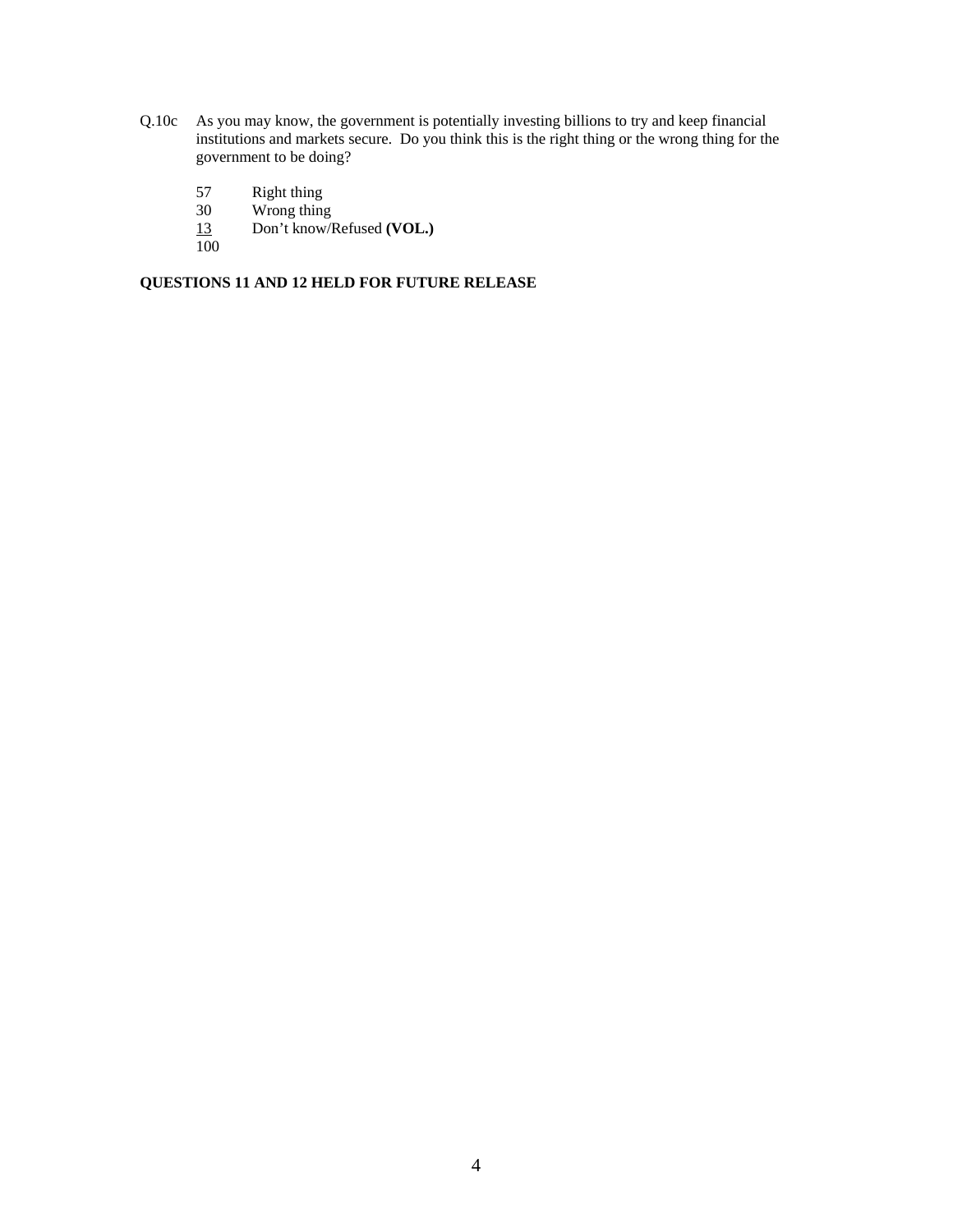Q.10c As you may know, the government is potentially investing billions to try and keep financial institutions and markets secure. Do you think this is the right thing or the wrong thing for the government to be doing?

| | |
|---|---|
| 57 | Right thing |
| 30 | Wrong thing |
| 13 | Don't know/Refused **(VOL.)** |
| 100 | |

**QUESTIONS 11 AND 12 HELD FOR FUTURE RELEASE**